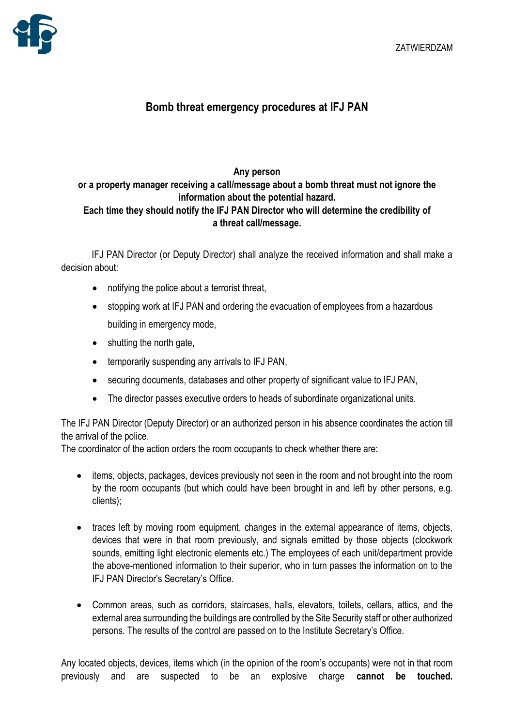ZATWIERDZAM

# Bomb threat emergency procedures at IFJ PAN

**Any person
or a property manager receiving a call/message about a bomb threat must not ignore the information about the potential hazard.
Each time they should notify the IFJ PAN Director who will determine the credibility of a threat call/message.**

IFJ PAN Director (or Deputy Director) shall analyze the received information and shall make a decision about:

- notifying the police about a terrorist threat,
- stopping work at IFJ PAN and ordering the evacuation of employees from a hazardous building in emergency mode,
- shutting the north gate,
- temporarily suspending any arrivals to IFJ PAN,
- securing documents, databases and other property of significant value to IFJ PAN,
- The director passes executive orders to heads of subordinate organizational units.

The IFJ PAN Director (Deputy Director) or an authorized person in his absence coordinates the action till the arrival of the police.
The coordinator of the action orders the room occupants to check whether there are:

- items, objects, packages, devices previously not seen in the room and not brought into the room by the room occupants (but which could have been brought in and left by other persons, e.g. clients);
- traces left by moving room equipment, changes in the external appearance of items, objects, devices that were in that room previously, and signals emitted by those objects (clockwork sounds, emitting light electronic elements etc.) The employees of each unit/department provide the above-mentioned information to their superior, who in turn passes the information on to the IFJ PAN Director's Secretary's Office.
- Common areas, such as corridors, staircases, halls, elevators, toilets, cellars, attics, and the external area surrounding the buildings are controlled by the Site Security staff or other authorized persons. The results of the control are passed on to the Institute Secretary's Office.

Any located objects, devices, items which (in the opinion of the room's occupants) were not in that room previously and are suspected to be an explosive charge **cannot be touched.**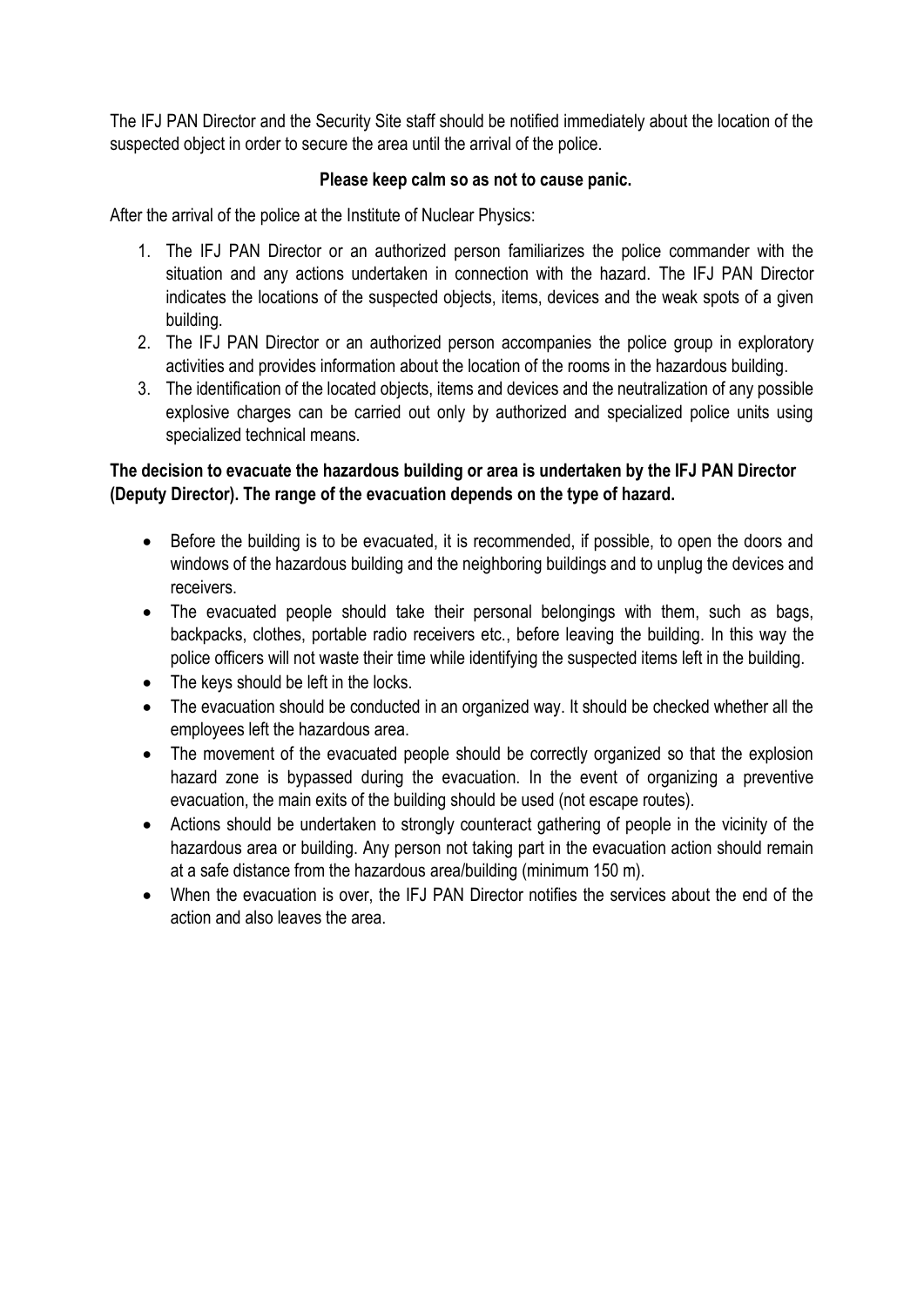The IFJ PAN Director and the Security Site staff should be notified immediately about the location of the suspected object in order to secure the area until the arrival of the police.

**Please keep calm so as not to cause panic.**

After the arrival of the police at the Institute of Nuclear Physics:

1. The IFJ PAN Director or an authorized person familiarizes the police commander with the situation and any actions undertaken in connection with the hazard. The IFJ PAN Director indicates the locations of the suspected objects, items, devices and the weak spots of a given building.
2. The IFJ PAN Director or an authorized person accompanies the police group in exploratory activities and provides information about the location of the rooms in the hazardous building.
3. The identification of the located objects, items and devices and the neutralization of any possible explosive charges can be carried out only by authorized and specialized police units using specialized technical means.

**The decision to evacuate the hazardous building or area is undertaken by the IFJ PAN Director (Deputy Director). The range of the evacuation depends on the type of hazard.**

- Before the building is to be evacuated, it is recommended, if possible, to open the doors and windows of the hazardous building and the neighboring buildings and to unplug the devices and receivers.
- The evacuated people should take their personal belongings with them, such as bags, backpacks, clothes, portable radio receivers etc., before leaving the building. In this way the police officers will not waste their time while identifying the suspected items left in the building.
- The keys should be left in the locks.
- The evacuation should be conducted in an organized way. It should be checked whether all the employees left the hazardous area.
- The movement of the evacuated people should be correctly organized so that the explosion hazard zone is bypassed during the evacuation. In the event of organizing a preventive evacuation, the main exits of the building should be used (not escape routes).
- Actions should be undertaken to strongly counteract gathering of people in the vicinity of the hazardous area or building. Any person not taking part in the evacuation action should remain at a safe distance from the hazardous area/building (minimum 150 m).
- When the evacuation is over, the IFJ PAN Director notifies the services about the end of the action and also leaves the area.